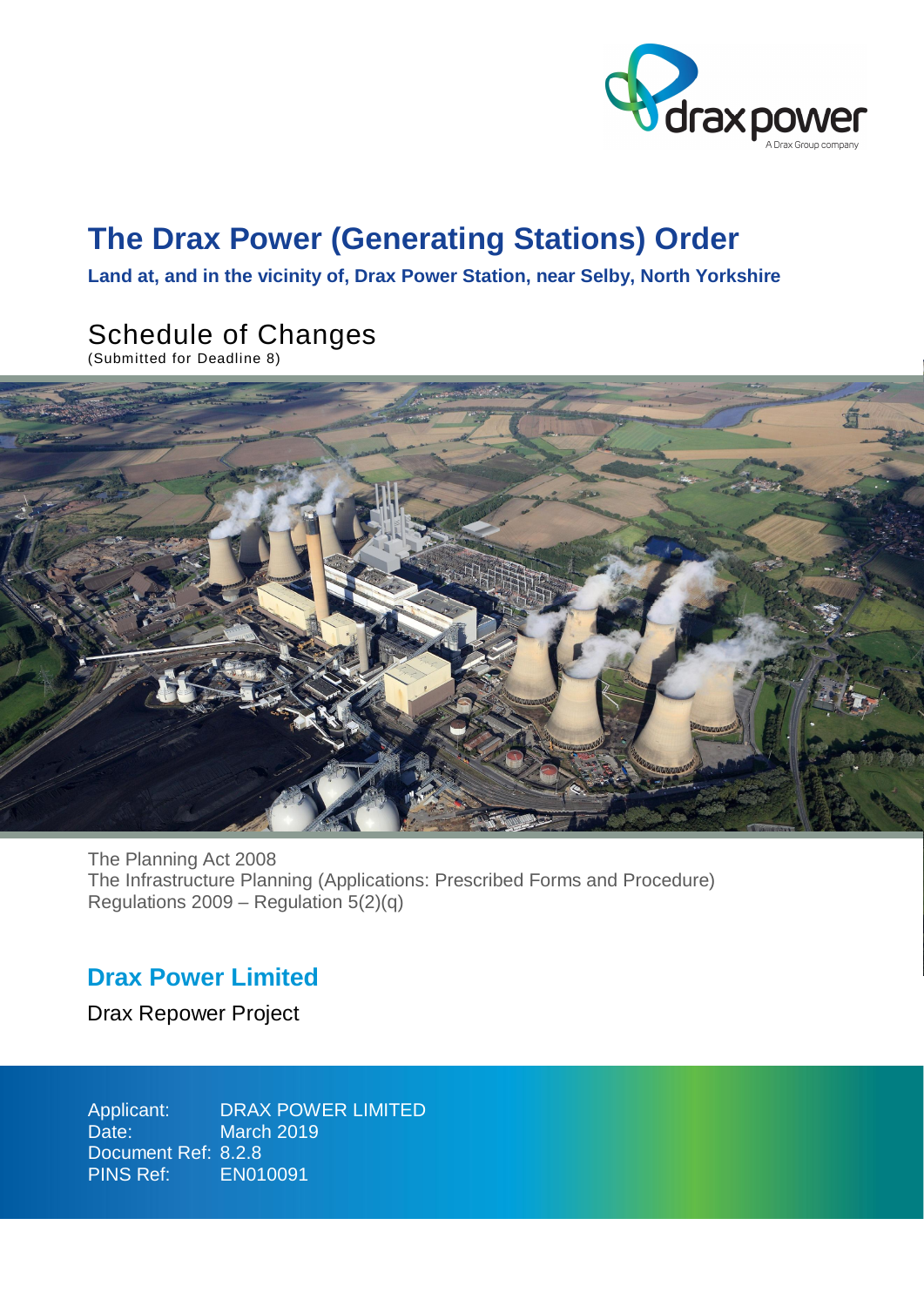# The Drax Power (Generating Stations) Order

**Land at, and in the vicinity of, Drax Power Station, near Selby, North Yorkshire**

## Schedule of Changes

(Submitted for Deadline 8)

The Planning Act 2008
The Infrastructure Planning (Applications: Prescribed Forms and Procedure) Regulations 2009 – Regulation 5(2)(q)

## Drax Power Limited

Drax Repower Project

Applicant: DRAX POWER LIMITED
Date: March 2019
Document Ref: 8.2.8
PINS Ref: EN010091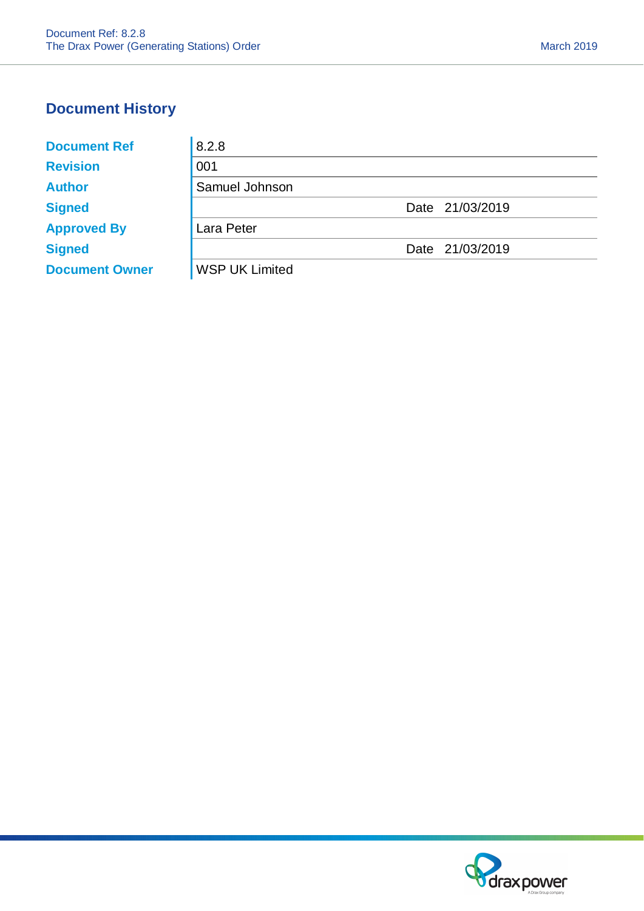## Document History

| | | | |
|---|---|---|---|
| **Document Ref** | 8.2.8 | | |
| **Revision** | 001 | | |
| **Author** | Samuel Johnson | | |
| **Signed** | | Date | 21/03/2019 |
| **Approved By** | Lara Peter | | |
| **Signed** | | Date | 21/03/2019 |
| **Document Owner** | WSP UK Limited | | |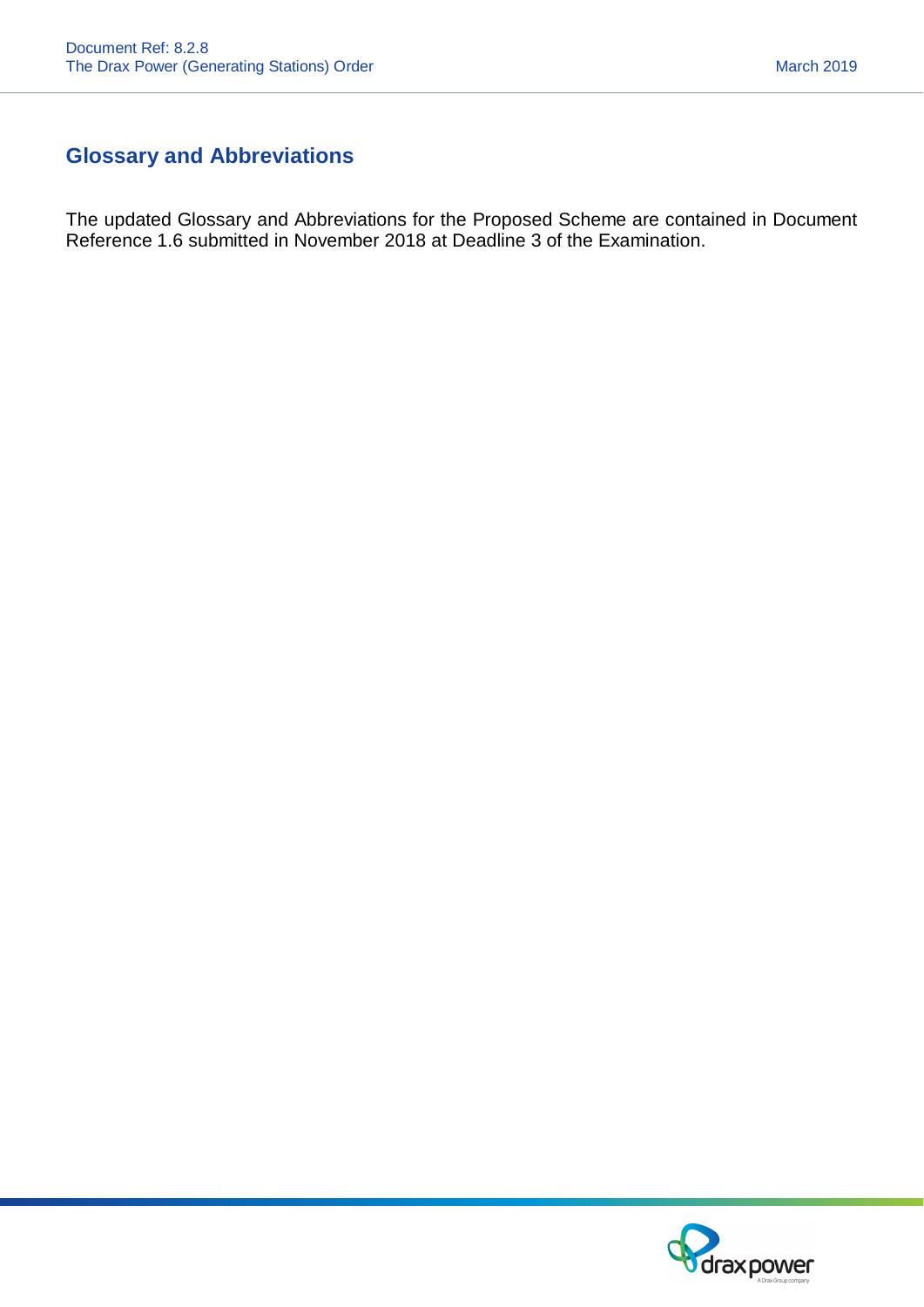## Glossary and Abbreviations

The updated Glossary and Abbreviations for the Proposed Scheme are contained in Document Reference 1.6 submitted in November 2018 at Deadline 3 of the Examination.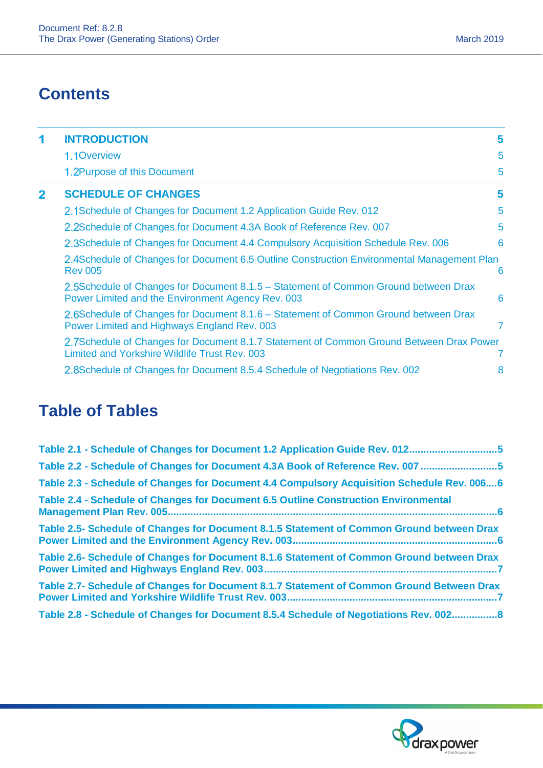# Contents

| | | |
|---|---|---|
| **1** | **INTRODUCTION** | **5** |
| | 1.1 Overview | 5 |
| | 1.2 Purpose of this Document | 5 |
| **2** | **SCHEDULE OF CHANGES** | **5** |
| | 2.1 Schedule of Changes for Document 1.2 Application Guide Rev. 012 | 5 |
| | 2.2 Schedule of Changes for Document 4.3A Book of Reference Rev. 007 | 5 |
| | 2.3 Schedule of Changes for Document 4.4 Compulsory Acquisition Schedule Rev. 006 | 6 |
| | 2.4 Schedule of Changes for Document 6.5 Outline Construction Environmental Management Plan Rev 005 | 6 |
| | 2.5 Schedule of Changes for Document 8.1.5 – Statement of Common Ground between Drax Power Limited and the Environment Agency Rev. 003 | 6 |
| | 2.6 Schedule of Changes for Document 8.1.6 – Statement of Common Ground between Drax Power Limited and Highways England Rev. 003 | 7 |
| | 2.7 Schedule of Changes for Document 8.1.7 Statement of Common Ground Between Drax Power Limited and Yorkshire Wildlife Trust Rev. 003 | 7 |
| | 2.8 Schedule of Changes for Document 8.5.4 Schedule of Negotiations Rev. 002 | 8 |

# Table of Tables

**Table 2.1 - Schedule of Changes for Document 1.2 Application Guide Rev. 012**..............................**5**

**Table 2.2 - Schedule of Changes for Document 4.3A Book of Reference Rev. 007**..........................**5**

**Table 2.3 - Schedule of Changes for Document 4.4 Compulsory Acquisition Schedule Rev. 006**....**6**

**Table 2.4 - Schedule of Changes for Document 6.5 Outline Construction Environmental Management Plan Rev. 005**..................................................................................................................**6**

**Table 2.5- Schedule of Changes for Document 8.1.5 Statement of Common Ground between Drax Power Limited and the Environment Agency Rev. 003**......................................................................**6**

**Table 2.6- Schedule of Changes for Document 8.1.6 Statement of Common Ground between Drax Power Limited and Highways England Rev. 003**................................................................................**7**

**Table 2.7- Schedule of Changes for Document 8.1.7 Statement of Common Ground Between Drax Power Limited and Yorkshire Wildlife Trust Rev. 003**........................................................................**7**

**Table 2.8 - Schedule of Changes for Document 8.5.4 Schedule of Negotiations Rev. 002**................**8**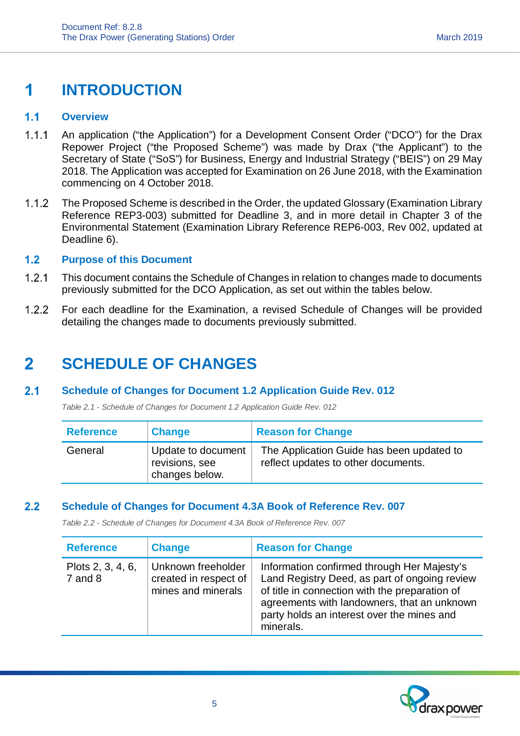# 1 INTRODUCTION

## 1.1 Overview

1.1.1 An application ("the Application") for a Development Consent Order ("DCO") for the Drax Repower Project ("the Proposed Scheme") was made by Drax ("the Applicant") to the Secretary of State ("SoS") for Business, Energy and Industrial Strategy ("BEIS") on 29 May 2018. The Application was accepted for Examination on 26 June 2018, with the Examination commencing on 4 October 2018.

1.1.2 The Proposed Scheme is described in the Order, the updated Glossary (Examination Library Reference REP3-003) submitted for Deadline 3, and in more detail in Chapter 3 of the Environmental Statement (Examination Library Reference REP6-003, Rev 002, updated at Deadline 6).

## 1.2 Purpose of this Document

1.2.1 This document contains the Schedule of Changes in relation to changes made to documents previously submitted for the DCO Application, as set out within the tables below.

1.2.2 For each deadline for the Examination, a revised Schedule of Changes will be provided detailing the changes made to documents previously submitted.

# 2 SCHEDULE OF CHANGES

## 2.1 Schedule of Changes for Document 1.2 Application Guide Rev. 012

*Table 2.1 - Schedule of Changes for Document 1.2 Application Guide Rev. 012*

| Reference | Change | Reason for Change |
|---|---|---|
| General | Update to document revisions, see changes below. | The Application Guide has been updated to reflect updates to other documents. |

## 2.2 Schedule of Changes for Document 4.3A Book of Reference Rev. 007

*Table 2.2 - Schedule of Changes for Document 4.3A Book of Reference Rev. 007*

| Reference | Change | Reason for Change |
|---|---|---|
| Plots 2, 3, 4, 6, 7 and 8 | Unknown freeholder created in respect of mines and minerals | Information confirmed through Her Majesty's Land Registry Deed, as part of ongoing review of title in connection with the preparation of agreements with landowners, that an unknown party holds an interest over the mines and minerals. |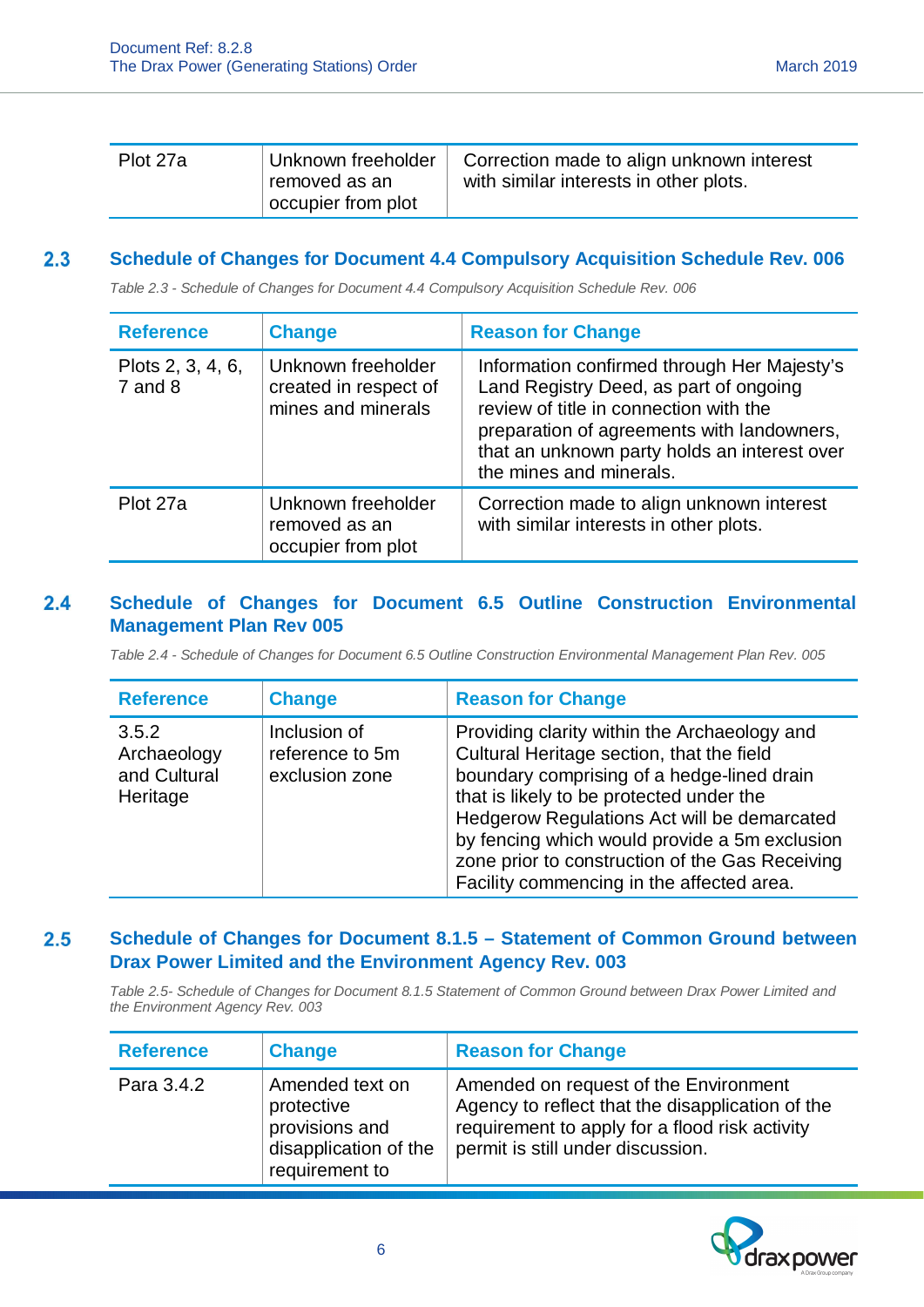| Plot 27a | Unknown freeholder removed as an occupier from plot | Correction made to align unknown interest with similar interests in other plots. |
|---|---|---|

## 2.3 Schedule of Changes for Document 4.4 Compulsory Acquisition Schedule Rev. 006

*Table 2.3 - Schedule of Changes for Document 4.4 Compulsory Acquisition Schedule Rev. 006*

| Reference | Change | Reason for Change |
|---|---|---|
| Plots 2, 3, 4, 6, 7 and 8 | Unknown freeholder created in respect of mines and minerals | Information confirmed through Her Majesty's Land Registry Deed, as part of ongoing review of title in connection with the preparation of agreements with landowners, that an unknown party holds an interest over the mines and minerals. |
| Plot 27a | Unknown freeholder removed as an occupier from plot | Correction made to align unknown interest with similar interests in other plots. |

## 2.4 Schedule of Changes for Document 6.5 Outline Construction Environmental Management Plan Rev 005

*Table 2.4 - Schedule of Changes for Document 6.5 Outline Construction Environmental Management Plan Rev. 005*

| Reference | Change | Reason for Change |
|---|---|---|
| 3.5.2 Archaeology and Cultural Heritage | Inclusion of reference to 5m exclusion zone | Providing clarity within the Archaeology and Cultural Heritage section, that the field boundary comprising of a hedge-lined drain that is likely to be protected under the Hedgerow Regulations Act will be demarcated by fencing which would provide a 5m exclusion zone prior to construction of the Gas Receiving Facility commencing in the affected area. |

## 2.5 Schedule of Changes for Document 8.1.5 – Statement of Common Ground between Drax Power Limited and the Environment Agency Rev. 003

*Table 2.5- Schedule of Changes for Document 8.1.5 Statement of Common Ground between Drax Power Limited and the Environment Agency Rev. 003*

| Reference | Change | Reason for Change |
|---|---|---|
| Para 3.4.2 | Amended text on protective provisions and disapplication of the requirement to | Amended on request of the Environment Agency to reflect that the disapplication of the requirement to apply for a flood risk activity permit is still under discussion. |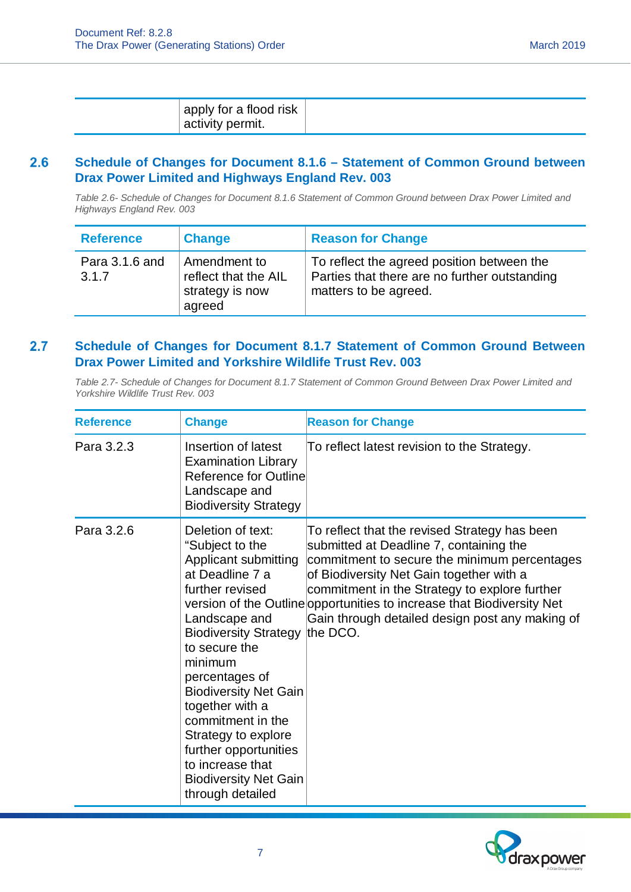| | apply for a flood risk activity permit. | |
|---|---|---|

## 2.6 Schedule of Changes for Document 8.1.6 – Statement of Common Ground between Drax Power Limited and Highways England Rev. 003

*Table 2.6- Schedule of Changes for Document 8.1.6 Statement of Common Ground between Drax Power Limited and Highways England Rev. 003*

| Reference | Change | Reason for Change |
|---|---|---|
| Para 3.1.6 and 3.1.7 | Amendment to reflect that the AIL strategy is now agreed | To reflect the agreed position between the Parties that there are no further outstanding matters to be agreed. |

## 2.7 Schedule of Changes for Document 8.1.7 Statement of Common Ground Between Drax Power Limited and Yorkshire Wildlife Trust Rev. 003

*Table 2.7- Schedule of Changes for Document 8.1.7 Statement of Common Ground Between Drax Power Limited and Yorkshire Wildlife Trust Rev. 003*

| Reference | Change | Reason for Change |
|---|---|---|
| Para 3.2.3 | Insertion of latest Examination Library Reference for Outline Landscape and Biodiversity Strategy | To reflect latest revision to the Strategy. |
| Para 3.2.6 | Deletion of text: "Subject to the Applicant submitting at Deadline 7 a further revised version of the Outline Landscape and Biodiversity Strategy to secure the minimum percentages of Biodiversity Net Gain together with a commitment in the Strategy to explore further opportunities to increase that Biodiversity Net Gain through detailed | To reflect that the revised Strategy has been submitted at Deadline 7, containing the commitment to secure the minimum percentages of Biodiversity Net Gain together with a commitment in the Strategy to explore further opportunities to increase that Biodiversity Net Gain through detailed design post any making of the DCO. |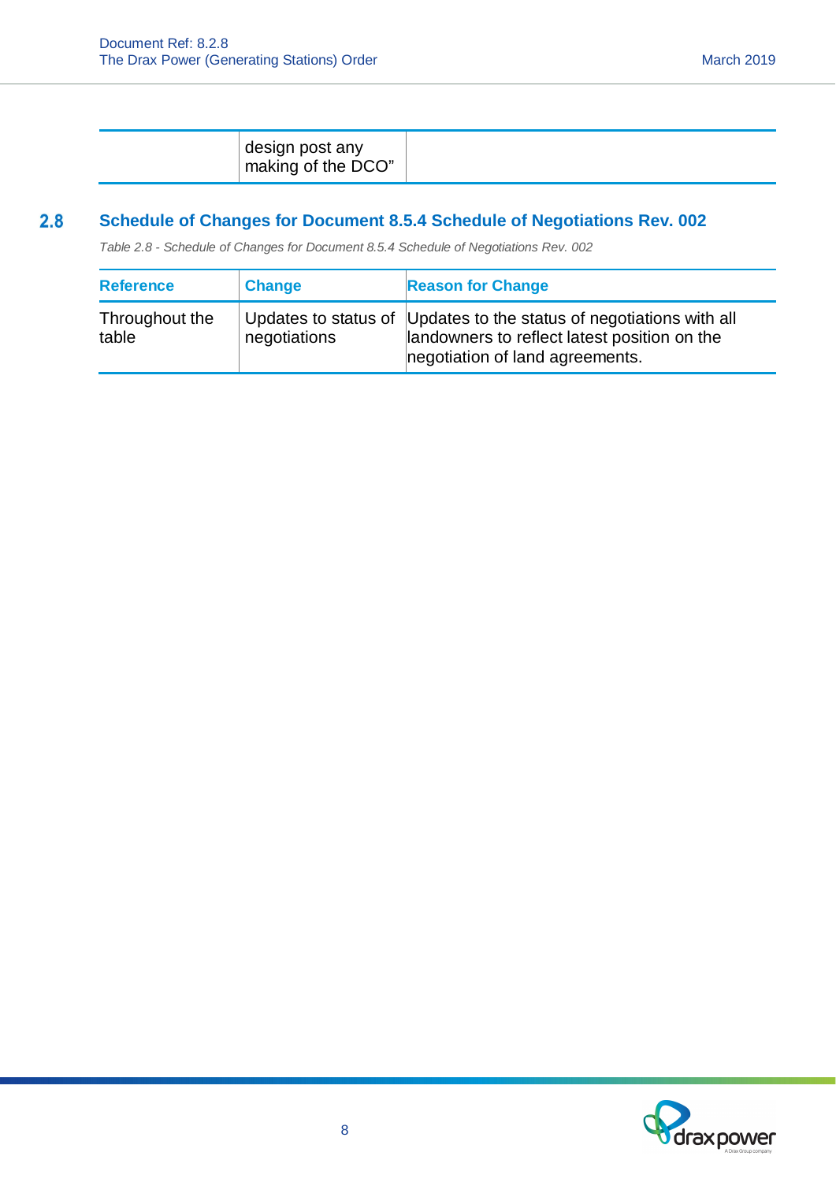| | | |
|---|---|---|
| | design post any making of the DCO” | |

## 2.8 Schedule of Changes for Document 8.5.4 Schedule of Negotiations Rev. 002

*Table 2.8 - Schedule of Changes for Document 8.5.4 Schedule of Negotiations Rev. 002*

| Reference | Change | Reason for Change |
|---|---|---|
| Throughout the table | Updates to status of negotiations | Updates to the status of negotiations with all landowners to reflect latest position on the negotiation of land agreements. |